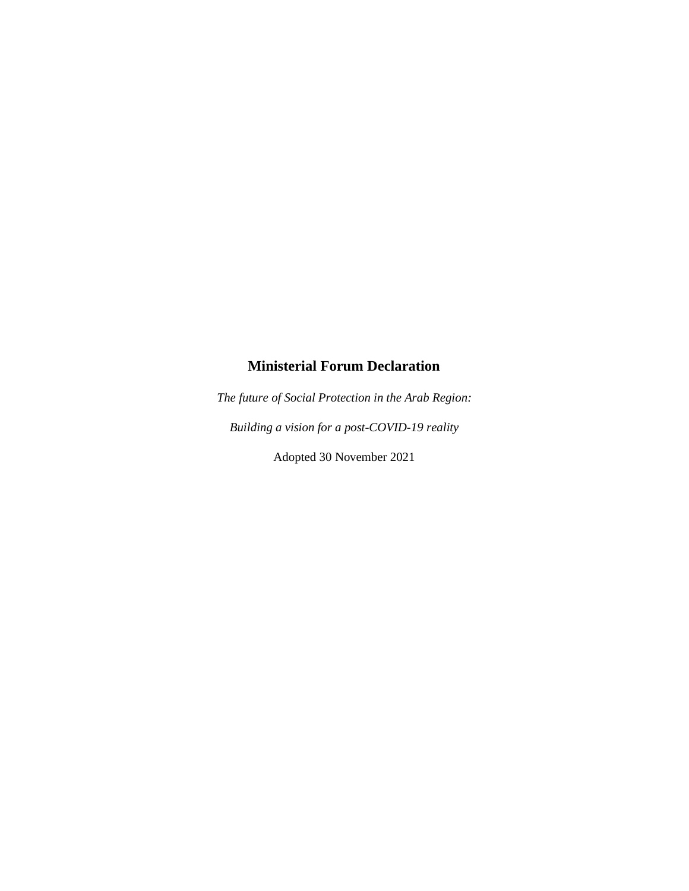# Ministerial Forum Declaration

*The future of Social Protection in the Arab Region:*

*Building a vision for a post-COVID-19 reality*

Adopted 30 November 2021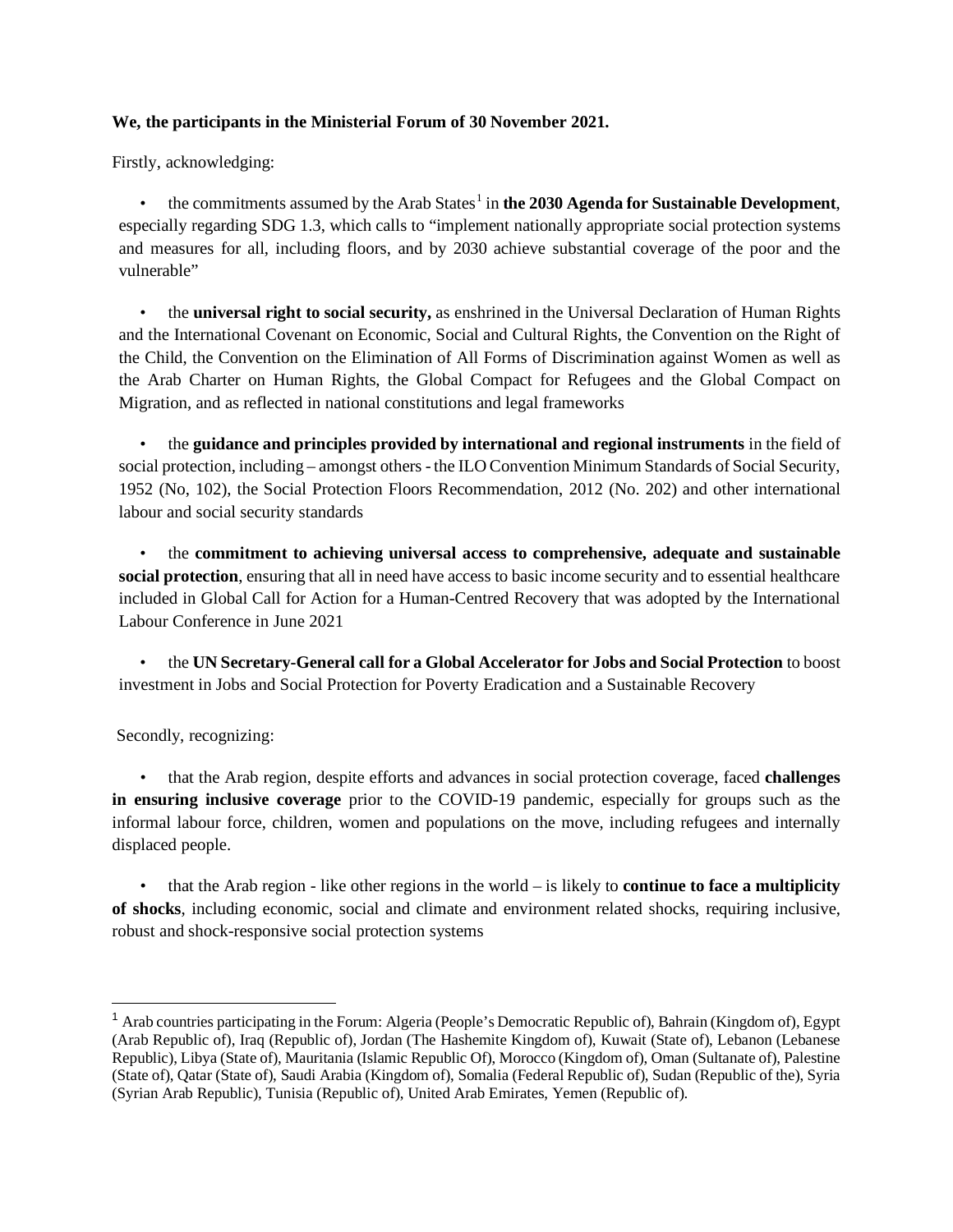**We, the participants in the Ministerial Forum of 30 November 2021.**

Firstly, acknowledging:

- the commitments assumed by the Arab States[1] in **the 2030 Agenda for Sustainable Development**, especially regarding SDG 1.3, which calls to "implement nationally appropriate social protection systems and measures for all, including floors, and by 2030 achieve substantial coverage of the poor and the vulnerable"

- the **universal right to social security,** as enshrined in the Universal Declaration of Human Rights and the International Covenant on Economic, Social and Cultural Rights, the Convention on the Right of the Child, the Convention on the Elimination of All Forms of Discrimination against Women as well as the Arab Charter on Human Rights, the Global Compact for Refugees and the Global Compact on Migration, and as reflected in national constitutions and legal frameworks

- the **guidance and principles provided by international and regional instruments** in the field of social protection, including – amongst others - the ILO Convention Minimum Standards of Social Security, 1952 (No, 102), the Social Protection Floors Recommendation, 2012 (No. 202) and other international labour and social security standards

- the **commitment to achieving universal access to comprehensive, adequate and sustainable social protection**, ensuring that all in need have access to basic income security and to essential healthcare included in Global Call for Action for a Human-Centred Recovery that was adopted by the International Labour Conference in June 2021

- the **UN Secretary-General call for a Global Accelerator for Jobs and Social Protection** to boost investment in Jobs and Social Protection for Poverty Eradication and a Sustainable Recovery

Secondly, recognizing:

- that the Arab region, despite efforts and advances in social protection coverage, faced **challenges in ensuring inclusive coverage** prior to the COVID-19 pandemic, especially for groups such as the informal labour force, children, women and populations on the move, including refugees and internally displaced people.

- that the Arab region - like other regions in the world – is likely to **continue to face a multiplicity of shocks**, including economic, social and climate and environment related shocks, requiring inclusive, robust and shock-responsive social protection systems

---

[1] Arab countries participating in the Forum: Algeria (People's Democratic Republic of), Bahrain (Kingdom of), Egypt (Arab Republic of), Iraq (Republic of), Jordan (The Hashemite Kingdom of), Kuwait (State of), Lebanon (Lebanese Republic), Libya (State of), Mauritania (Islamic Republic Of), Morocco (Kingdom of), Oman (Sultanate of), Palestine (State of), Qatar (State of), Saudi Arabia (Kingdom of), Somalia (Federal Republic of), Sudan (Republic of the), Syria (Syrian Arab Republic), Tunisia (Republic of), United Arab Emirates, Yemen (Republic of).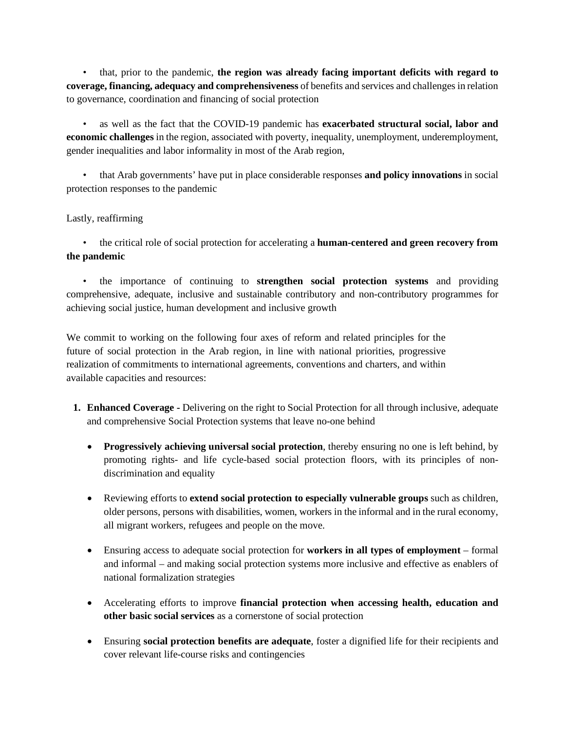- that, prior to the pandemic, **the region was already facing important deficits with regard to coverage, financing, adequacy and comprehensiveness** of benefits and services and challenges in relation to governance, coordination and financing of social protection

- as well as the fact that the COVID-19 pandemic has **exacerbated structural social, labor and economic challenges** in the region, associated with poverty, inequality, unemployment, underemployment, gender inequalities and labor informality in most of the Arab region,

- that Arab governments' have put in place considerable responses **and policy innovations** in social protection responses to the pandemic

Lastly, reaffirming

- the critical role of social protection for accelerating a **human-centered and green recovery from the pandemic**

- the importance of continuing to **strengthen social protection systems** and providing comprehensive, adequate, inclusive and sustainable contributory and non-contributory programmes for achieving social justice, human development and inclusive growth

We commit to working on the following four axes of reform and related principles for the future of social protection in the Arab region, in line with national priorities, progressive realization of commitments to international agreements, conventions and charters, and within available capacities and resources:

1. **Enhanced Coverage -** Delivering on the right to Social Protection for all through inclusive, adequate and comprehensive Social Protection systems that leave no-one behind

   - **Progressively achieving universal social protection**, thereby ensuring no one is left behind, by promoting rights- and life cycle-based social protection floors, with its principles of non-discrimination and equality

   - Reviewing efforts to **extend social protection to especially vulnerable groups** such as children, older persons, persons with disabilities, women, workers in the informal and in the rural economy, all migrant workers, refugees and people on the move.

   - Ensuring access to adequate social protection for **workers in all types of employment** – formal and informal – and making social protection systems more inclusive and effective as enablers of national formalization strategies

   - Accelerating efforts to improve **financial protection when accessing health, education and other basic social services** as a cornerstone of social protection

   - Ensuring **social protection benefits are adequate**, foster a dignified life for their recipients and cover relevant life-course risks and contingencies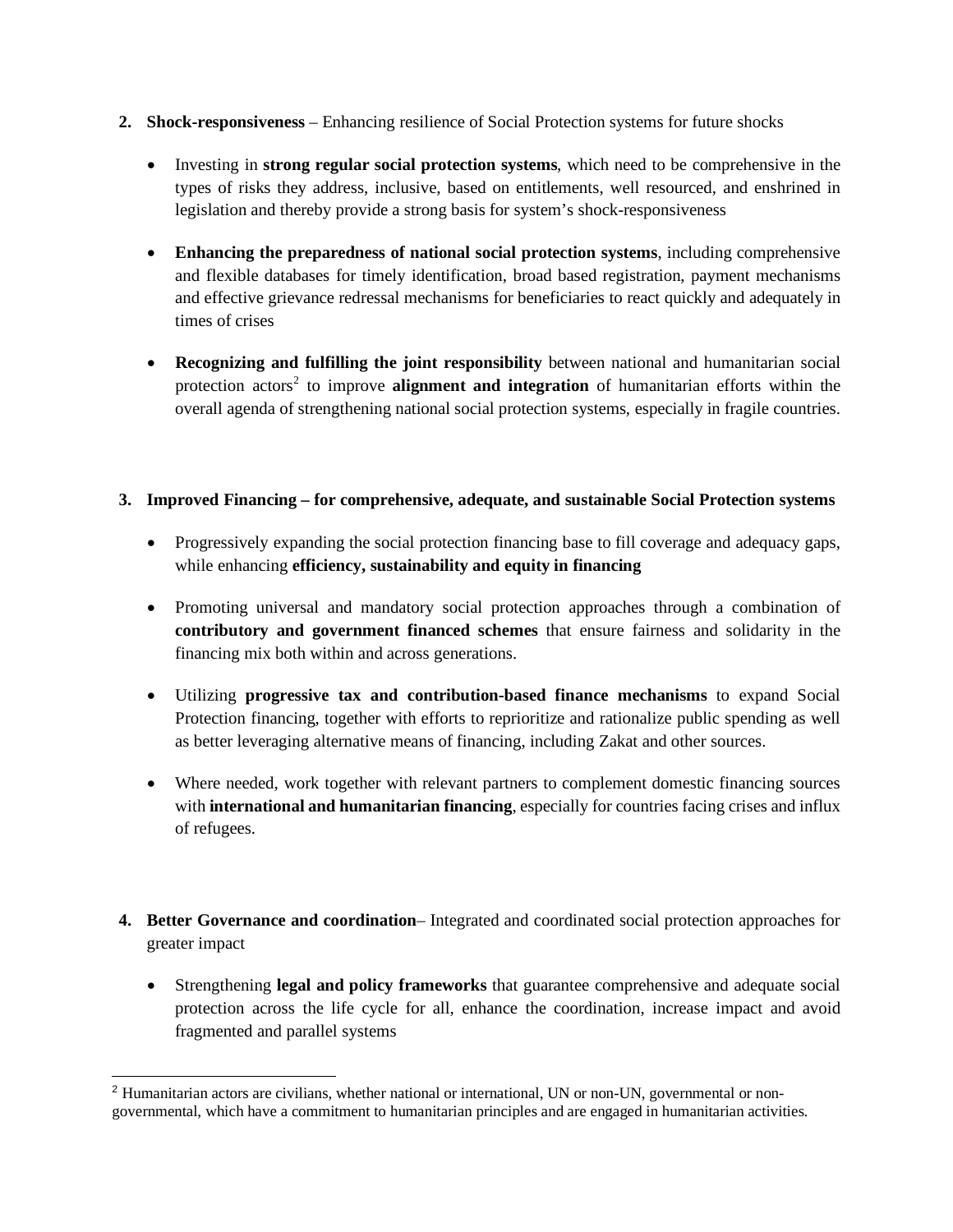2. **Shock-responsiveness** – Enhancing resilience of Social Protection systems for future shocks

    - Investing in **strong regular social protection systems**, which need to be comprehensive in the types of risks they address, inclusive, based on entitlements, well resourced, and enshrined in legislation and thereby provide a strong basis for system's shock-responsiveness

    - **Enhancing the preparedness of national social protection systems**, including comprehensive and flexible databases for timely identification, broad based registration, payment mechanisms and effective grievance redressal mechanisms for beneficiaries to react quickly and adequately in times of crises

    - **Recognizing and fulfilling the joint responsibility** between national and humanitarian social protection actors[2] to improve **alignment and integration** of humanitarian efforts within the overall agenda of strengthening national social protection systems, especially in fragile countries.

3. **Improved Financing – for comprehensive, adequate, and sustainable Social Protection systems**

    - Progressively expanding the social protection financing base to fill coverage and adequacy gaps, while enhancing **efficiency, sustainability and equity in financing**

    - Promoting universal and mandatory social protection approaches through a combination of **contributory and government financed schemes** that ensure fairness and solidarity in the financing mix both within and across generations.

    - Utilizing **progressive tax and contribution-based finance mechanisms** to expand Social Protection financing, together with efforts to reprioritize and rationalize public spending as well as better leveraging alternative means of financing, including Zakat and other sources.

    - Where needed, work together with relevant partners to complement domestic financing sources with **international and humanitarian financing**, especially for countries facing crises and influx of refugees.

4. **Better Governance and coordination**– Integrated and coordinated social protection approaches for greater impact

    - Strengthening **legal and policy frameworks** that guarantee comprehensive and adequate social protection across the life cycle for all, enhance the coordination, increase impact and avoid fragmented and parallel systems

[2] Humanitarian actors are civilians, whether national or international, UN or non-UN, governmental or non-governmental, which have a commitment to humanitarian principles and are engaged in humanitarian activities.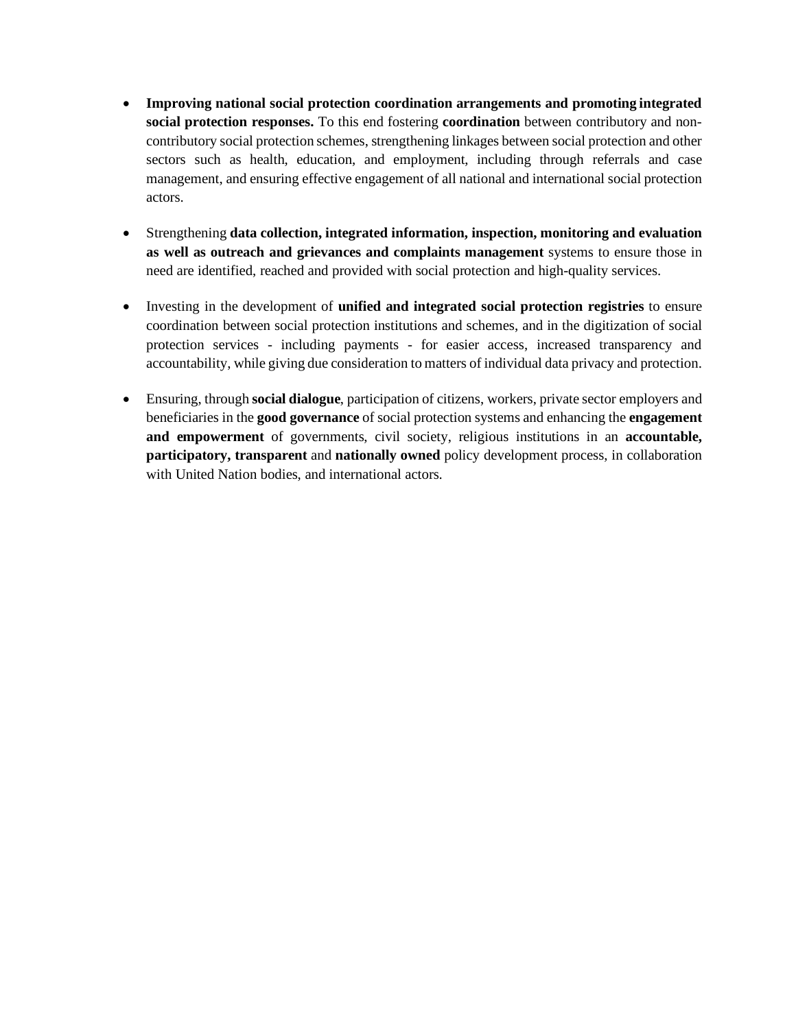- **Improving national social protection coordination arrangements and promoting integrated social protection responses.** To this end fostering **coordination** between contributory and non-contributory social protection schemes, strengthening linkages between social protection and other sectors such as health, education, and employment, including through referrals and case management, and ensuring effective engagement of all national and international social protection actors.

- Strengthening **data collection, integrated information, inspection, monitoring and evaluation as well as outreach and grievances and complaints management** systems to ensure those in need are identified, reached and provided with social protection and high-quality services.

- Investing in the development of **unified and integrated social protection registries** to ensure coordination between social protection institutions and schemes, and in the digitization of social protection services - including payments - for easier access, increased transparency and accountability, while giving due consideration to matters of individual data privacy and protection.

- Ensuring, through **social dialogue**, participation of citizens, workers, private sector employers and beneficiaries in the **good governance** of social protection systems and enhancing the **engagement and empowerment** of governments, civil society, religious institutions in an **accountable, participatory, transparent** and **nationally owned** policy development process, in collaboration with United Nation bodies, and international actors.